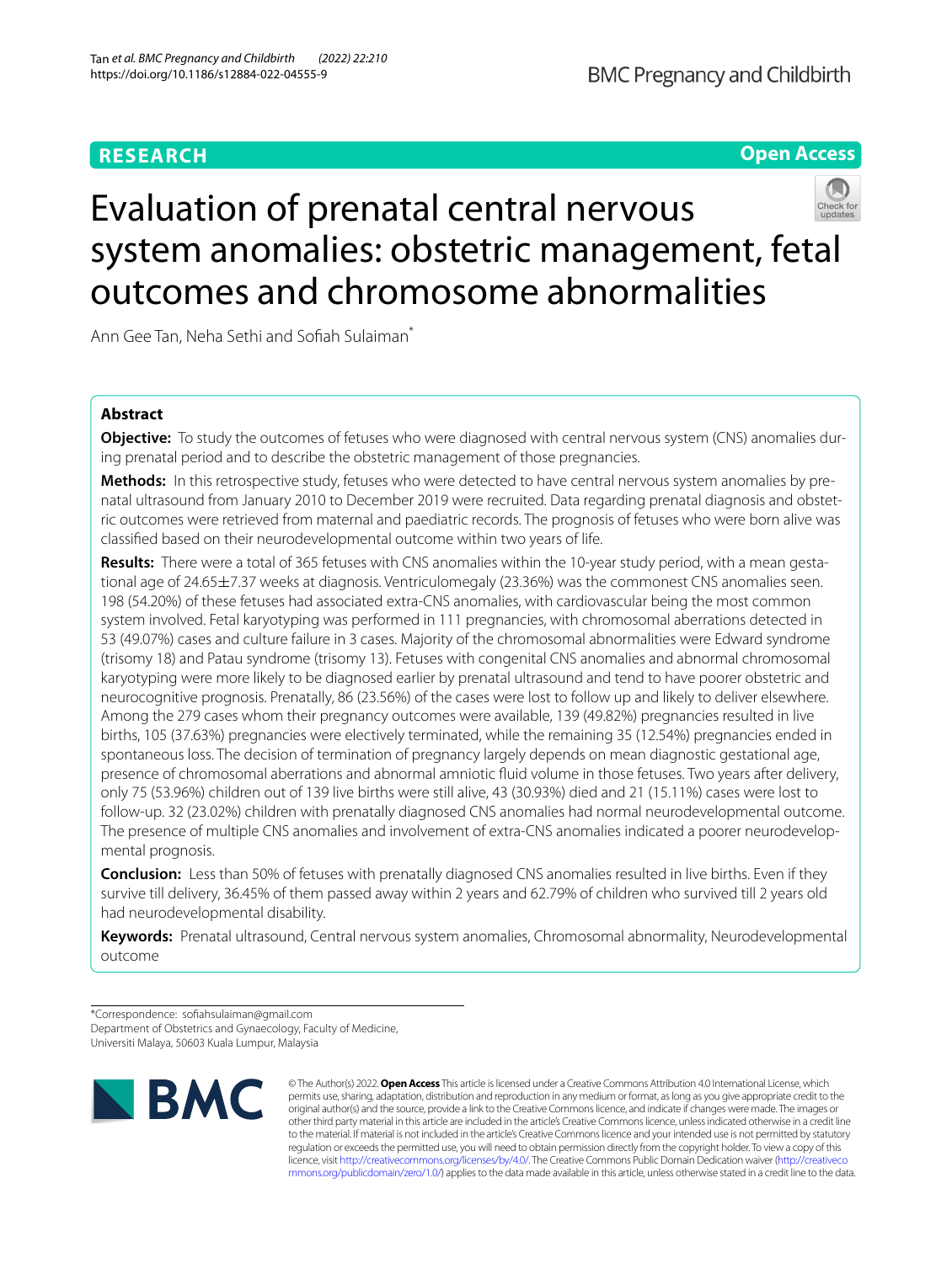RESEARCH

Open Access

# Evaluation of prenatal central nervous system anomalies: obstetric management, fetal outcomes and chromosome abnormalities

Ann Gee Tan, Neha Sethi and Sofiah Sulaiman*

## Abstract

**Objective:** To study the outcomes of fetuses who were diagnosed with central nervous system (CNS) anomalies during prenatal period and to describe the obstetric management of those pregnancies.

**Methods:** In this retrospective study, fetuses who were detected to have central nervous system anomalies by prenatal ultrasound from January 2010 to December 2019 were recruited. Data regarding prenatal diagnosis and obstetric outcomes were retrieved from maternal and paediatric records. The prognosis of fetuses who were born alive was classified based on their neurodevelopmental outcome within two years of life.

**Results:** There were a total of 365 fetuses with CNS anomalies within the 10-year study period, with a mean gestational age of 24.65±7.37 weeks at diagnosis. Ventriculomegaly (23.36%) was the commonest CNS anomalies seen. 198 (54.20%) of these fetuses had associated extra-CNS anomalies, with cardiovascular being the most common system involved. Fetal karyotyping was performed in 111 pregnancies, with chromosomal aberrations detected in 53 (49.07%) cases and culture failure in 3 cases. Majority of the chromosomal abnormalities were Edward syndrome (trisomy 18) and Patau syndrome (trisomy 13). Fetuses with congenital CNS anomalies and abnormal chromosomal karyotyping were more likely to be diagnosed earlier by prenatal ultrasound and tend to have poorer obstetric and neurocognitive prognosis. Prenatally, 86 (23.56%) of the cases were lost to follow up and likely to deliver elsewhere. Among the 279 cases whom their pregnancy outcomes were available, 139 (49.82%) pregnancies resulted in live births, 105 (37.63%) pregnancies were electively terminated, while the remaining 35 (12.54%) pregnancies ended in spontaneous loss. The decision of termination of pregnancy largely depends on mean diagnostic gestational age, presence of chromosomal aberrations and abnormal amniotic fluid volume in those fetuses. Two years after delivery, only 75 (53.96%) children out of 139 live births were still alive, 43 (30.93%) died and 21 (15.11%) cases were lost to follow-up. 32 (23.02%) children with prenatally diagnosed CNS anomalies had normal neurodevelopmental outcome. The presence of multiple CNS anomalies and involvement of extra-CNS anomalies indicated a poorer neurodevelopmental prognosis.

**Conclusion:** Less than 50% of fetuses with prenatally diagnosed CNS anomalies resulted in live births. Even if they survive till delivery, 36.45% of them passed away within 2 years and 62.79% of children who survived till 2 years old had neurodevelopmental disability.

**Keywords:** Prenatal ultrasound, Central nervous system anomalies, Chromosomal abnormality, Neurodevelopmental outcome

*Correspondence: sofiahsulaiman@gmail.com
Department of Obstetrics and Gynaecology, Faculty of Medicine, Universiti Malaya, 50603 Kuala Lumpur, Malaysia

© The Author(s) 2022. **Open Access** This article is licensed under a Creative Commons Attribution 4.0 International License, which permits use, sharing, adaptation, distribution and reproduction in any medium or format, as long as you give appropriate credit to the original author(s) and the source, provide a link to the Creative Commons licence, and indicate if changes were made. The images or other third party material in this article are included in the article's Creative Commons licence, unless indicated otherwise in a credit line to the material. If material is not included in the article's Creative Commons licence and your intended use is not permitted by statutory regulation or exceeds the permitted use, you will need to obtain permission directly from the copyright holder. To view a copy of this licence, visit http://creativecommons.org/licenses/by/4.0/. The Creative Commons Public Domain Dedication waiver (http://creativecommons.org/publicdomain/zero/1.0/) applies to the data made available in this article, unless otherwise stated in a credit line to the data.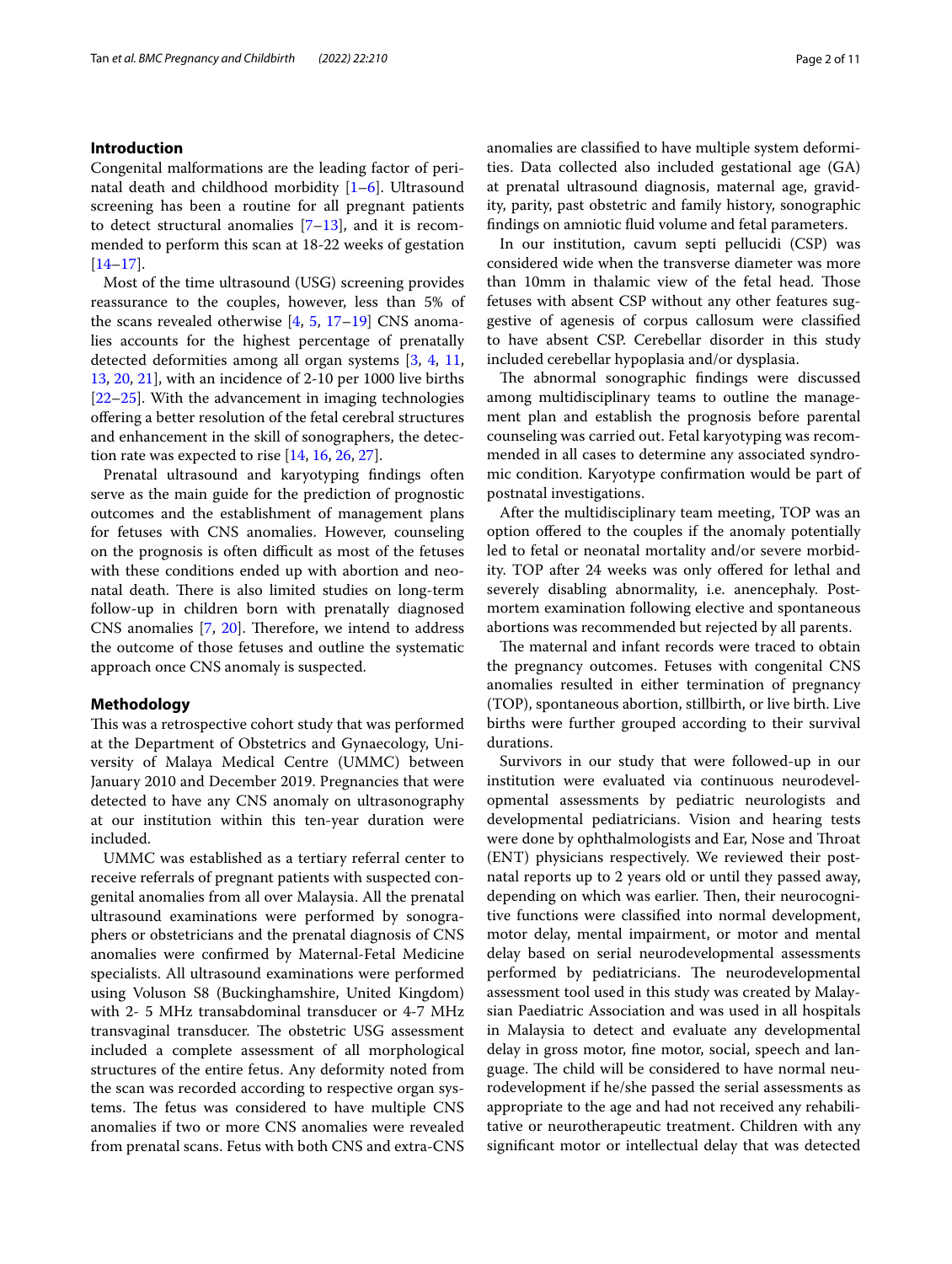## Introduction

Congenital malformations are the leading factor of perinatal death and childhood morbidity [1–6]. Ultrasound screening has been a routine for all pregnant patients to detect structural anomalies [7–13], and it is recommended to perform this scan at 18-22 weeks of gestation [14–17].

Most of the time ultrasound (USG) screening provides reassurance to the couples, however, less than 5% of the scans revealed otherwise [4, 5, 17–19] CNS anomalies accounts for the highest percentage of prenatally detected deformities among all organ systems [3, 4, 11, 13, 20, 21], with an incidence of 2-10 per 1000 live births [22–25]. With the advancement in imaging technologies offering a better resolution of the fetal cerebral structures and enhancement in the skill of sonographers, the detection rate was expected to rise [14, 16, 26, 27].

Prenatal ultrasound and karyotyping findings often serve as the main guide for the prediction of prognostic outcomes and the establishment of management plans for fetuses with CNS anomalies. However, counseling on the prognosis is often difficult as most of the fetuses with these conditions ended up with abortion and neonatal death. There is also limited studies on long-term follow-up in children born with prenatally diagnosed CNS anomalies [7, 20]. Therefore, we intend to address the outcome of those fetuses and outline the systematic approach once CNS anomaly is suspected.

## Methodology

This was a retrospective cohort study that was performed at the Department of Obstetrics and Gynaecology, University of Malaya Medical Centre (UMMC) between January 2010 and December 2019. Pregnancies that were detected to have any CNS anomaly on ultrasonography at our institution within this ten-year duration were included.

UMMC was established as a tertiary referral center to receive referrals of pregnant patients with suspected congenital anomalies from all over Malaysia. All the prenatal ultrasound examinations were performed by sonographers or obstetricians and the prenatal diagnosis of CNS anomalies were confirmed by Maternal-Fetal Medicine specialists. All ultrasound examinations were performed using Voluson S8 (Buckinghamshire, United Kingdom) with 2- 5 MHz transabdominal transducer or 4-7 MHz transvaginal transducer. The obstetric USG assessment included a complete assessment of all morphological structures of the entire fetus. Any deformity noted from the scan was recorded according to respective organ systems. The fetus was considered to have multiple CNS anomalies if two or more CNS anomalies were revealed from prenatal scans. Fetus with both CNS and extra-CNS anomalies are classified to have multiple system deformities. Data collected also included gestational age (GA) at prenatal ultrasound diagnosis, maternal age, gravidity, parity, past obstetric and family history, sonographic findings on amniotic fluid volume and fetal parameters.

In our institution, cavum septi pellucidi (CSP) was considered wide when the transverse diameter was more than 10mm in thalamic view of the fetal head. Those fetuses with absent CSP without any other features suggestive of agenesis of corpus callosum were classified to have absent CSP. Cerebellar disorder in this study included cerebellar hypoplasia and/or dysplasia.

The abnormal sonographic findings were discussed among multidisciplinary teams to outline the management plan and establish the prognosis before parental counseling was carried out. Fetal karyotyping was recommended in all cases to determine any associated syndromic condition. Karyotype confirmation would be part of postnatal investigations.

After the multidisciplinary team meeting, TOP was an option offered to the couples if the anomaly potentially led to fetal or neonatal mortality and/or severe morbidity. TOP after 24 weeks was only offered for lethal and severely disabling abnormality, i.e. anencephaly. Postmortem examination following elective and spontaneous abortions was recommended but rejected by all parents.

The maternal and infant records were traced to obtain the pregnancy outcomes. Fetuses with congenital CNS anomalies resulted in either termination of pregnancy (TOP), spontaneous abortion, stillbirth, or live birth. Live births were further grouped according to their survival durations.

Survivors in our study that were followed-up in our institution were evaluated via continuous neurodevelopmental assessments by pediatric neurologists and developmental pediatricians. Vision and hearing tests were done by ophthalmologists and Ear, Nose and Throat (ENT) physicians respectively. We reviewed their postnatal reports up to 2 years old or until they passed away, depending on which was earlier. Then, their neurocognitive functions were classified into normal development, motor delay, mental impairment, or motor and mental delay based on serial neurodevelopmental assessments performed by pediatricians. The neurodevelopmental assessment tool used in this study was created by Malaysian Paediatric Association and was used in all hospitals in Malaysia to detect and evaluate any developmental delay in gross motor, fine motor, social, speech and language. The child will be considered to have normal neurodevelopment if he/she passed the serial assessments as appropriate to the age and had not received any rehabilitative or neurotherapeutic treatment. Children with any significant motor or intellectual delay that was detected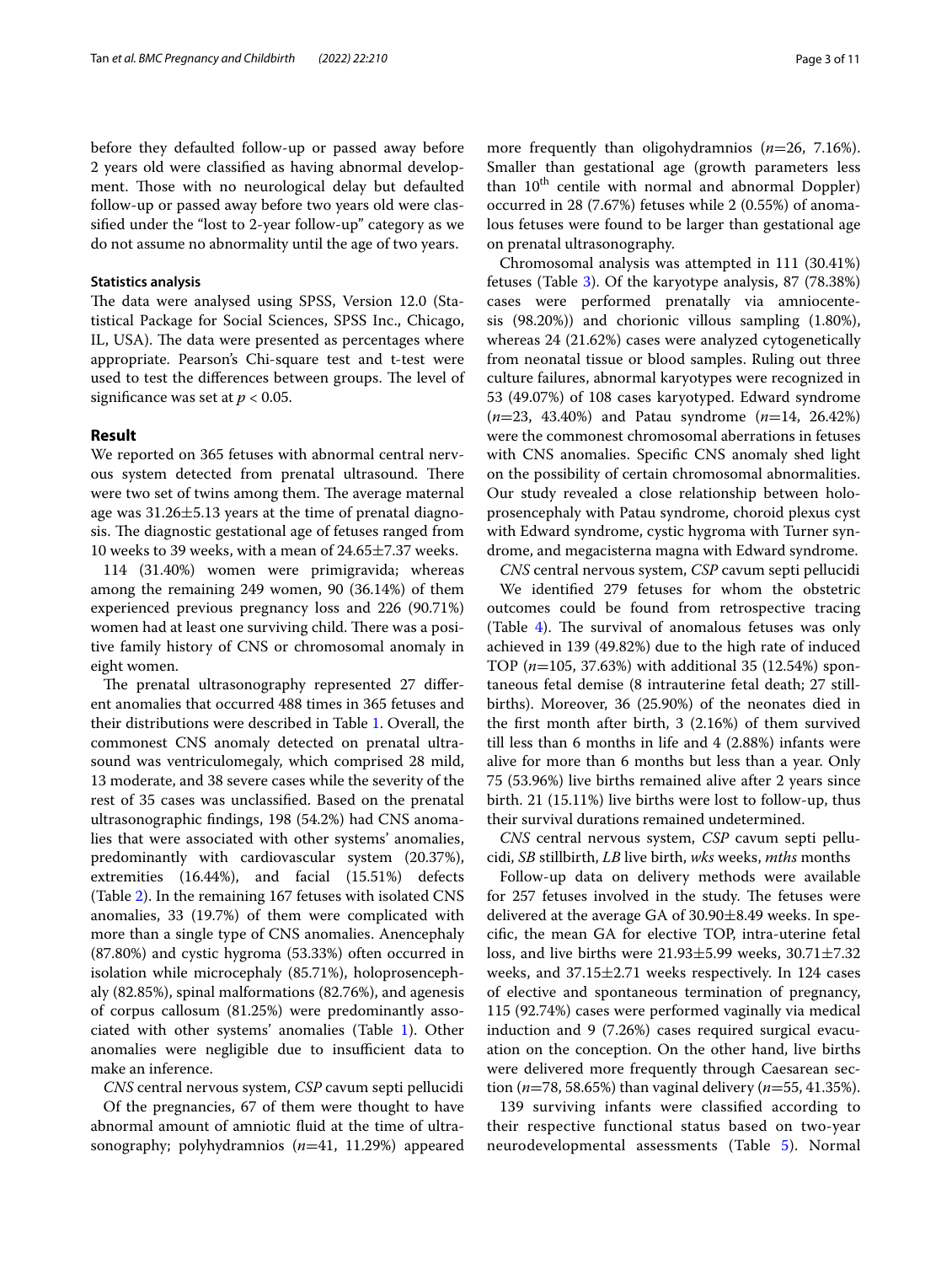before they defaulted follow-up or passed away before 2 years old were classified as having abnormal development. Those with no neurological delay but defaulted follow-up or passed away before two years old were classified under the "lost to 2-year follow-up" category as we do not assume no abnormality until the age of two years.

### Statistics analysis

The data were analysed using SPSS, Version 12.0 (Statistical Package for Social Sciences, SPSS Inc., Chicago, IL, USA). The data were presented as percentages where appropriate. Pearson's Chi-square test and t-test were used to test the differences between groups. The level of significance was set at $p < 0.05$.

## Result

We reported on 365 fetuses with abnormal central nervous system detected from prenatal ultrasound. There were two set of twins among them. The average maternal age was 31.26±5.13 years at the time of prenatal diagnosis. The diagnostic gestational age of fetuses ranged from 10 weeks to 39 weeks, with a mean of 24.65±7.37 weeks.

114 (31.40%) women were primigravida; whereas among the remaining 249 women, 90 (36.14%) of them experienced previous pregnancy loss and 226 (90.71%) women had at least one surviving child. There was a positive family history of CNS or chromosomal anomaly in eight women.

The prenatal ultrasonography represented 27 different anomalies that occurred 488 times in 365 fetuses and their distributions were described in Table 1. Overall, the commonest CNS anomaly detected on prenatal ultrasound was ventriculomegaly, which comprised 28 mild, 13 moderate, and 38 severe cases while the severity of the rest of 35 cases was unclassified. Based on the prenatal ultrasonographic findings, 198 (54.2%) had CNS anomalies that were associated with other systems' anomalies, predominantly with cardiovascular system (20.37%), extremities (16.44%), and facial (15.51%) defects (Table 2). In the remaining 167 fetuses with isolated CNS anomalies, 33 (19.7%) of them were complicated with more than a single type of CNS anomalies. Anencephaly (87.80%) and cystic hygroma (53.33%) often occurred in isolation while microcephaly (85.71%), holoprosencephaly (82.85%), spinal malformations (82.76%), and agenesis of corpus callosum (81.25%) were predominantly associated with other systems' anomalies (Table 1). Other anomalies were negligible due to insufficient data to make an inference.

*CNS* central nervous system, *CSP* cavum septi pellucidi

Of the pregnancies, 67 of them were thought to have abnormal amount of amniotic fluid at the time of ultrasonography; polyhydramnios ($n$=41, 11.29%) appeared more frequently than oligohydramnios ($n$=26, 7.16%). Smaller than gestational age (growth parameters less than 10th centile with normal and abnormal Doppler) occurred in 28 (7.67%) fetuses while 2 (0.55%) of anomalous fetuses were found to be larger than gestational age on prenatal ultrasonography.

Chromosomal analysis was attempted in 111 (30.41%) fetuses (Table 3). Of the karyotype analysis, 87 (78.38%) cases were performed prenatally via amniocentesis (98.20%)) and chorionic villous sampling (1.80%), whereas 24 (21.62%) cases were analyzed cytogenetically from neonatal tissue or blood samples. Ruling out three culture failures, abnormal karyotypes were recognized in 53 (49.07%) of 108 cases karyotyped. Edward syndrome ($n$=23, 43.40%) and Patau syndrome ($n$=14, 26.42%) were the commonest chromosomal aberrations in fetuses with CNS anomalies. Specific CNS anomaly shed light on the possibility of certain chromosomal abnormalities. Our study revealed a close relationship between holoprosencephaly with Patau syndrome, choroid plexus cyst with Edward syndrome, cystic hygroma with Turner syndrome, and megacisterna magna with Edward syndrome.

*CNS* central nervous system, *CSP* cavum septi pellucidi

We identified 279 fetuses for whom the obstetric outcomes could be found from retrospective tracing (Table 4). The survival of anomalous fetuses was only achieved in 139 (49.82%) due to the high rate of induced TOP ($n$=105, 37.63%) with additional 35 (12.54%) spontaneous fetal demise (8 intrauterine fetal death; 27 stillbirths). Moreover, 36 (25.90%) of the neonates died in the first month after birth, 3 (2.16%) of them survived till less than 6 months in life and 4 (2.88%) infants were alive for more than 6 months but less than a year. Only 75 (53.96%) live births remained alive after 2 years since birth. 21 (15.11%) live births were lost to follow-up, thus their survival durations remained undetermined.

*CNS* central nervous system, *CSP* cavum septi pellucidi, *SB* stillbirth, *LB* live birth, *wks* weeks, *mths* months

Follow-up data on delivery methods were available for 257 fetuses involved in the study. The fetuses were delivered at the average GA of 30.90±8.49 weeks. In specific, the mean GA for elective TOP, intra-uterine fetal loss, and live births were 21.93±5.99 weeks, 30.71±7.32 weeks, and 37.15±2.71 weeks respectively. In 124 cases of elective and spontaneous termination of pregnancy, 115 (92.74%) cases were performed vaginally via medical induction and 9 (7.26%) cases required surgical evacuation on the conception. On the other hand, live births were delivered more frequently through Caesarean section ($n$=78, 58.65%) than vaginal delivery ($n$=55, 41.35%).

139 surviving infants were classified according to their respective functional status based on two-year neurodevelopmental assessments (Table 5). Normal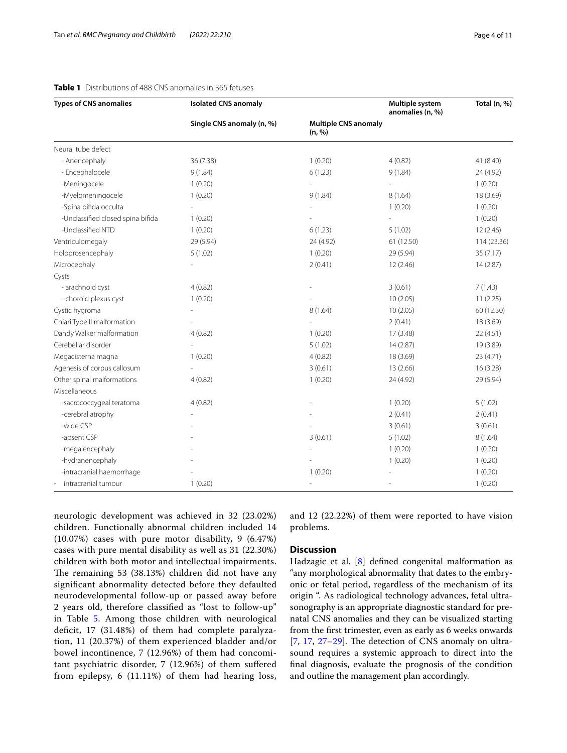**Table 1** Distributions of 488 CNS anomalies in 365 fetuses

| Types of CNS anomalies | Isolated CNS anomaly | | Multiple system anomalies (n, %) | Total (n, %) |
|---|---|---|---|---|
| | Single CNS anomaly (n, %) | Multiple CNS anomaly (n, %) | | |
| Neural tube defect | | | | |
| - Anencephaly | 36 (7.38) | 1 (0.20) | 4 (0.82) | 41 (8.40) |
| - Encephalocele | 9 (1.84) | 6 (1.23) | 9 (1.84) | 24 (4.92) |
| -Meningocele | 1 (0.20) | - | - | 1 (0.20) |
| -Myelomeningocele | 1 (0.20) | 9 (1.84) | 8 (1.64) | 18 (3.69) |
| -Spina bifida occulta | - | - | 1 (0.20) | 1 (0.20) |
| -Unclassified closed spina bifida | 1 (0.20) | - | - | 1 (0.20) |
| -Unclassified NTD | 1 (0.20) | 6 (1.23) | 5 (1.02) | 12 (2.46) |
| Ventriculomegaly | 29 (5.94) | 24 (4.92) | 61 (12.50) | 114 (23.36) |
| Holoprosencephaly | 5 (1.02) | 1 (0.20) | 29 (5.94) | 35 (7.17) |
| Microcephaly | - | 2 (0.41) | 12 (2.46) | 14 (2.87) |
| Cysts | | | | |
| - arachnoid cyst | 4 (0.82) | - | 3 (0.61) | 7 (1.43) |
| - choroid plexus cyst | 1 (0.20) | - | 10 (2.05) | 11 (2.25) |
| Cystic hygroma | - | 8 (1.64) | 10 (2.05) | 60 (12.30) |
| Chiari Type II malformation | - | - | 2 (0.41) | 18 (3.69) |
| Dandy Walker malformation | 4 (0.82) | 1 (0.20) | 17 (3.48) | 22 (4.51) |
| Cerebellar disorder | - | 5 (1.02) | 14 (2.87) | 19 (3.89) |
| Megacisterna magna | 1 (0.20) | 4 (0.82) | 18 (3.69) | 23 (4.71) |
| Agenesis of corpus callosum | - | 3 (0.61) | 13 (2.66) | 16 (3.28) |
| Other spinal malformations | 4 (0.82) | 1 (0.20) | 24 (4.92) | 29 (5.94) |
| Miscellaneous | | | | |
| -sacrococcygeal teratoma | 4 (0.82) | - | 1 (0.20) | 5 (1.02) |
| -cerebral atrophy | - | - | 2 (0.41) | 2 (0.41) |
| -wide CSP | - | - | 3 (0.61) | 3 (0.61) |
| -absent CSP | - | 3 (0.61) | 5 (1.02) | 8 (1.64) |
| -megalencephaly | - | - | 1 (0.20) | 1 (0.20) |
| -hydranencephaly | - | - | 1 (0.20) | 1 (0.20) |
| -intracranial haemorrhage | - | 1 (0.20) | - | 1 (0.20) |
| - intracranial tumour | 1 (0.20) | - | - | 1 (0.20) |

neurologic development was achieved in 32 (23.02%) children. Functionally abnormal children included 14 (10.07%) cases with pure motor disability, 9 (6.47%) cases with pure mental disability as well as 31 (22.30%) children with both motor and intellectual impairments. The remaining 53 (38.13%) children did not have any significant abnormality detected before they defaulted neurodevelopmental follow-up or passed away before 2 years old, therefore classified as "lost to follow-up" in Table 5. Among those children with neurological deficit, 17 (31.48%) of them had complete paralyzation, 11 (20.37%) of them experienced bladder and/or bowel incontinence, 7 (12.96%) of them had concomitant psychiatric disorder, 7 (12.96%) of them suffered from epilepsy, 6 (11.11%) of them had hearing loss, and 12 (22.22%) of them were reported to have vision problems.

## Discussion

Hadzagic et al. [8] defined congenital malformation as "any morphological abnormality that dates to the embryonic or fetal period, regardless of the mechanism of its origin ". As radiological technology advances, fetal ultrasonography is an appropriate diagnostic standard for prenatal CNS anomalies and they can be visualized starting from the first trimester, even as early as 6 weeks onwards [7, 17, 27–29]. The detection of CNS anomaly on ultrasound requires a systemic approach to direct into the final diagnosis, evaluate the prognosis of the condition and outline the management plan accordingly.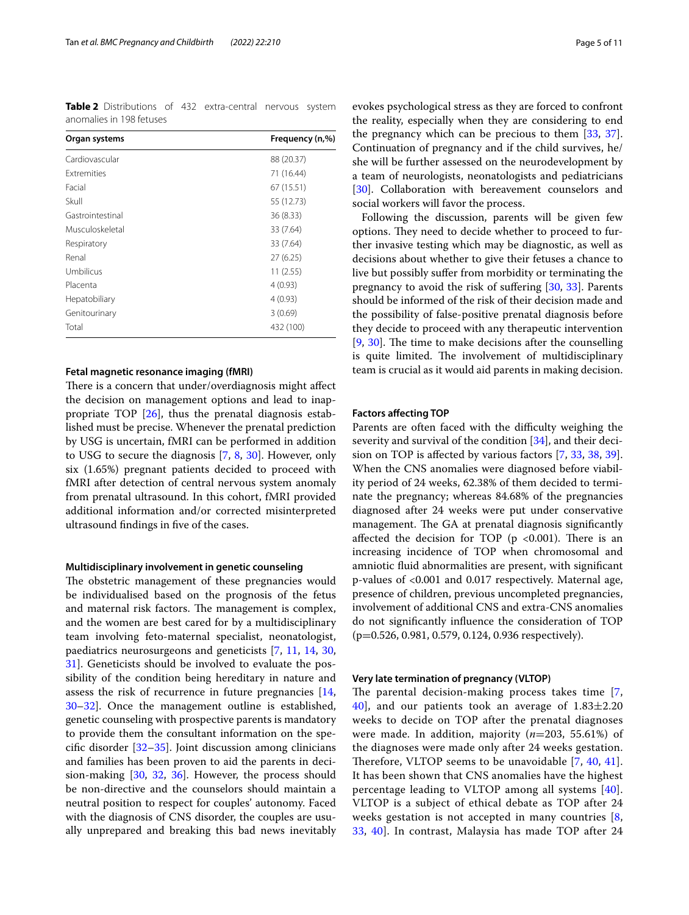**Table 2** Distributions of 432 extra-central nervous system anomalies in 198 fetuses

| Organ systems | Frequency (n,%) |
| --- | --- |
| Cardiovascular | 88 (20.37) |
| Extremities | 71 (16.44) |
| Facial | 67 (15.51) |
| Skull | 55 (12.73) |
| Gastrointestinal | 36 (8.33) |
| Musculoskeletal | 33 (7.64) |
| Respiratory | 33 (7.64) |
| Renal | 27 (6.25) |
| Umbilicus | 11 (2.55) |
| Placenta | 4 (0.93) |
| Hepatobiliary | 4 (0.93) |
| Genitourinary | 3 (0.69) |
| Total | 432 (100) |

### Fetal magnetic resonance imaging (fMRI)

There is a concern that under/overdiagnosis might affect the decision on management options and lead to inappropriate TOP [26], thus the prenatal diagnosis established must be precise. Whenever the prenatal prediction by USG is uncertain, fMRI can be performed in addition to USG to secure the diagnosis [7, 8, 30]. However, only six (1.65%) pregnant patients decided to proceed with fMRI after detection of central nervous system anomaly from prenatal ultrasound. In this cohort, fMRI provided additional information and/or corrected misinterpreted ultrasound findings in five of the cases.

### Multidisciplinary involvement in genetic counseling

The obstetric management of these pregnancies would be individualised based on the prognosis of the fetus and maternal risk factors. The management is complex, and the women are best cared for by a multidisciplinary team involving feto-maternal specialist, neonatologist, paediatrics neurosurgeons and geneticists [7, 11, 14, 30, 31]. Geneticists should be involved to evaluate the possibility of the condition being hereditary in nature and assess the risk of recurrence in future pregnancies [14, 30–32]. Once the management outline is established, genetic counseling with prospective parents is mandatory to provide them the consultant information on the specific disorder [32–35]. Joint discussion among clinicians and families has been proven to aid the parents in decision-making [30, 32, 36]. However, the process should be non-directive and the counselors should maintain a neutral position to respect for couples' autonomy. Faced with the diagnosis of CNS disorder, the couples are usually unprepared and breaking this bad news inevitably evokes psychological stress as they are forced to confront the reality, especially when they are considering to end the pregnancy which can be precious to them [33, 37]. Continuation of pregnancy and if the child survives, he/she will be further assessed on the neurodevelopment by a team of neurologists, neonatologists and pediatricians [30]. Collaboration with bereavement counselors and social workers will favor the process.

Following the discussion, parents will be given few options. They need to decide whether to proceed to further invasive testing which may be diagnostic, as well as decisions about whether to give their fetuses a chance to live but possibly suffer from morbidity or terminating the pregnancy to avoid the risk of suffering [30, 33]. Parents should be informed of the risk of their decision made and the possibility of false-positive prenatal diagnosis before they decide to proceed with any therapeutic intervention [9, 30]. The time to make decisions after the counselling is quite limited. The involvement of multidisciplinary team is crucial as it would aid parents in making decision.

### Factors affecting TOP

Parents are often faced with the difficulty weighing the severity and survival of the condition [34], and their decision on TOP is affected by various factors [7, 33, 38, 39]. When the CNS anomalies were diagnosed before viability period of 24 weeks, 62.38% of them decided to terminate the pregnancy; whereas 84.68% of the pregnancies diagnosed after 24 weeks were put under conservative management. The GA at prenatal diagnosis significantly affected the decision for TOP ($p < 0.001$). There is an increasing incidence of TOP when chromosomal and amniotic fluid abnormalities are present, with significant p-values of <0.001 and 0.017 respectively. Maternal age, presence of children, previous uncompleted pregnancies, involvement of additional CNS and extra-CNS anomalies do not significantly influence the consideration of TOP ($p=0.526$, 0.981, 0.579, 0.124, 0.936 respectively).

### Very late termination of pregnancy (VLTOP)

The parental decision-making process takes time [7, 40], and our patients took an average of $1.83 \pm 2.20$ weeks to decide on TOP after the prenatal diagnoses were made. In addition, majority ($n=203$, 55.61%) of the diagnoses were made only after 24 weeks gestation. Therefore, VLTOP seems to be unavoidable [7, 40, 41]. It has been shown that CNS anomalies have the highest percentage leading to VLTOP among all systems [40]. VLTOP is a subject of ethical debate as TOP after 24 weeks gestation is not accepted in many countries [8, 33, 40]. In contrast, Malaysia has made TOP after 24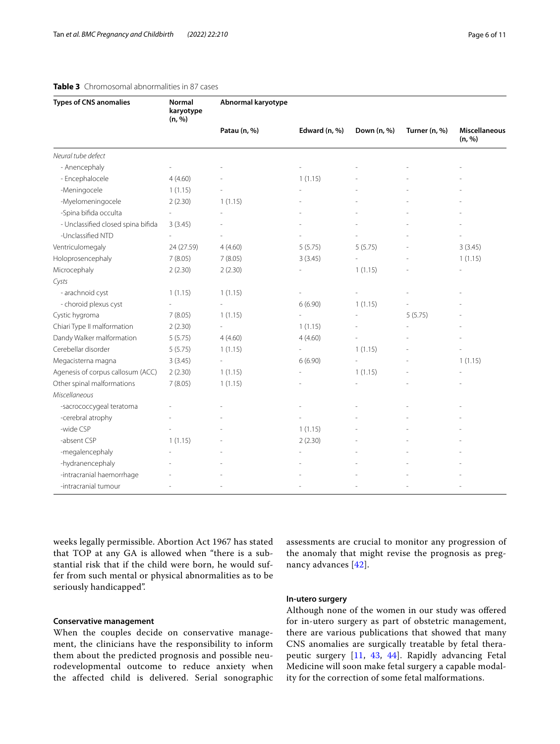**Table 3** Chromosomal abnormalities in 87 cases

| Types of CNS anomalies | Normal karyotype (n, %) | Abnormal karyotype | | | | |
|---|---|---|---|---|---|---|
| | | Patau (n, %) | Edward (n, %) | Down (n, %) | Turner (n, %) | Miscellaneous (n, %) |
| *Neural tube defect* | | | | | | |
| - Anencephaly | - | - | - | - | - | - |
| - Encephalocele | 4 (4.60) | - | 1 (1.15) | - | - | - |
| -Meningocele | 1 (1.15) | - | - | - | - | - |
| -Myelomeningocele | 2 (2.30) | 1 (1.15) | - | - | - | - |
| -Spina bifida occulta | - | - | - | - | - | - |
| - Unclassified closed spina bifida | 3 (3.45) | - | - | - | - | - |
| -Unclassified NTD | - | - | - | - | - | - |
| Ventriculomegaly | 24 (27.59) | 4 (4.60) | 5 (5.75) | 5 (5.75) | - | 3 (3.45) |
| Holoprosencephaly | 7 (8.05) | 7 (8.05) | 3 (3.45) | - | - | 1 (1.15) |
| Microcephaly | 2 (2.30) | 2 (2.30) | - | 1 (1.15) | - | - |
| *Cysts* | | | | | | |
| - arachnoid cyst | 1 (1.15) | 1 (1.15) | - | - | - | - |
| - choroid plexus cyst | - | - | 6 (6.90) | 1 (1.15) | - | - |
| Cystic hygroma | 7 (8.05) | 1 (1.15) | - | - | 5 (5.75) | - |
| Chiari Type II malformation | 2 (2.30) | - | 1 (1.15) | - | - | - |
| Dandy Walker malformation | 5 (5.75) | 4 (4.60) | 4 (4.60) | - | - | - |
| Cerebellar disorder | 5 (5.75) | 1 (1.15) | - | 1 (1.15) | - | - |
| Megacisterna magna | 3 (3.45) | - | 6 (6.90) | - | - | 1 (1.15) |
| Agenesis of corpus callosum (ACC) | 2 (2.30) | 1 (1.15) | - | 1 (1.15) | - | - |
| Other spinal malformations | 7 (8.05) | 1 (1.15) | - | - | - | - |
| *Miscellaneous* | | | | | | |
| -sacrococcygeal teratoma | - | - | - | - | - | - |
| -cerebral atrophy | - | - | - | - | - | - |
| -wide CSP | - | - | 1 (1.15) | - | - | - |
| -absent CSP | 1 (1.15) | - | 2 (2.30) | - | - | - |
| -megalencephaly | - | - | - | - | - | - |
| -hydranencephaly | - | - | - | - | - | - |
| -intracranial haemorrhage | - | - | - | - | - | - |
| -intracranial tumour | - | - | - | - | - | - |

weeks legally permissible. Abortion Act 1967 has stated that TOP at any GA is allowed when "there is a substantial risk that if the child were born, he would suffer from such mental or physical abnormalities as to be seriously handicapped".

#### Conservative management

When the couples decide on conservative management, the clinicians have the responsibility to inform them about the predicted prognosis and possible neurodevelopmental outcome to reduce anxiety when the affected child is delivered. Serial sonographic assessments are crucial to monitor any progression of the anomaly that might revise the prognosis as pregnancy advances [42].

#### In-utero surgery

Although none of the women in our study was offered for in-utero surgery as part of obstetric management, there are various publications that showed that many CNS anomalies are surgically treatable by fetal therapeutic surgery [11, 43, 44]. Rapidly advancing Fetal Medicine will soon make fetal surgery a capable modality for the correction of some fetal malformations.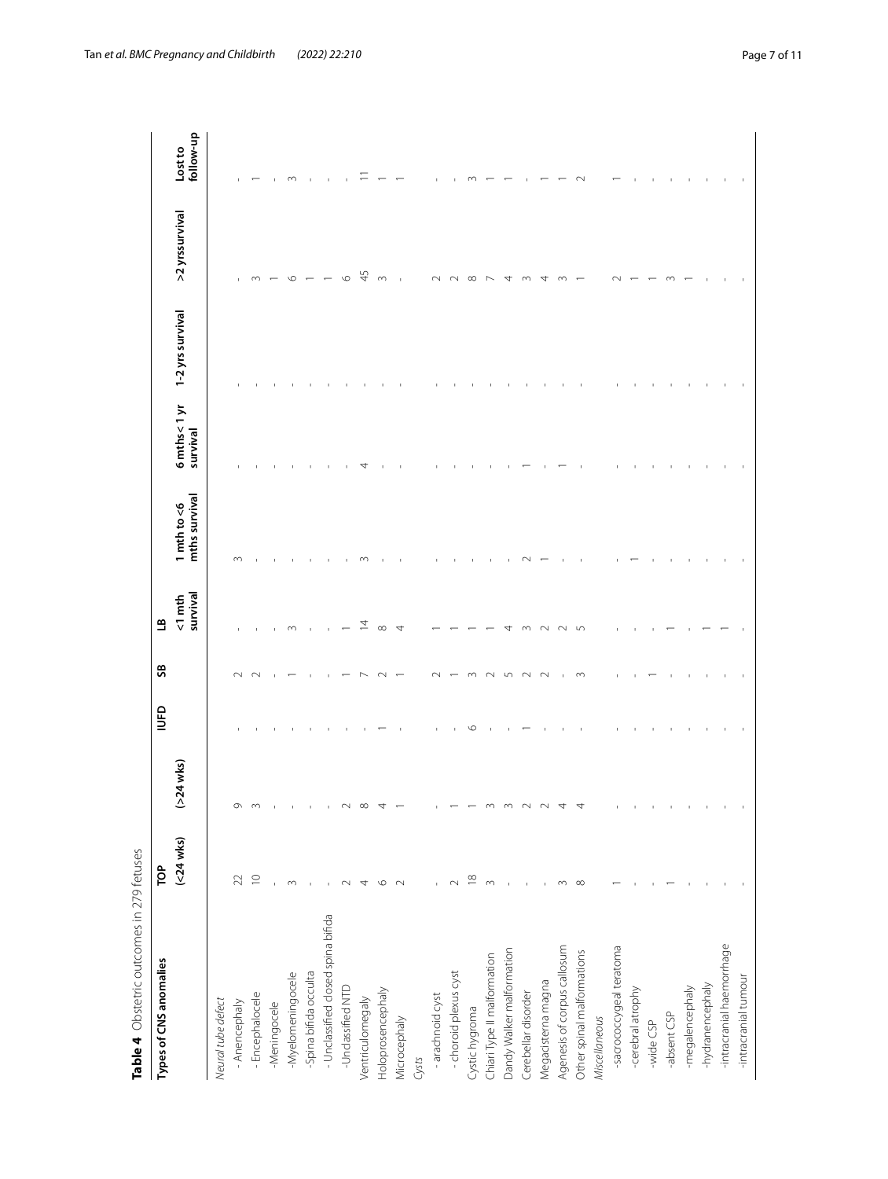**Table 4** Obstetric outcomes in 279 fetuses

| Types of CNS anomalies | TOP (<24 wks) | (>24 wks) | IUFD | SB | LB <1 mth survival | 1 mth to <6 mths survival | 6 mths< 1 yr survival | 1-2 yrs survival | >2 yrssurvival | Lost to follow-up |
|---|---|---|---|---|---|---|---|---|---|---|
| *Neural tube defect* | | | | | | | | | | |
| - Anencephaly | 22 | 9 | - | 2 | - | 3 | - | - | - | - |
| - Encephalocele | 10 | 3 | - | 2 | - | - | - | - | 3 | 1 |
| -Meningocele | - | - | - | - | - | - | - | - | 1 | - |
| -Myelomeningocele | 3 | - | - | 1 | 3 | - | - | - | 6 | 3 |
| -Spina bifida occulta | - | - | - | - | - | - | - | - | 1 | - |
| - Unclassified closed spina bifida | - | - | - | - | - | - | - | - | 1 | - |
| -Unclassified NTD | 2 | 2 | - | 1 | 1 | - | - | - | 6 | - |
| Ventriculomegaly | 4 | 8 | - | 7 | 14 | 3 | 4 | - | 45 | 11 |
| Holoprosencephaly | 6 | 4 | 1 | 2 | 8 | - | - | - | 3 | 1 |
| Microcephaly | 2 | 1 | - | 1 | 4 | - | - | - | - | 1 |
| *Cysts* | | | | | | | | | | |
| - arachnoid cyst | - | - | - | 2 | 1 | - | - | - | 2 | - |
| - choroid plexus cyst | 2 | 1 | - | 1 | 1 | - | - | - | 2 | - |
| Cystic hygroma | 18 | 1 | 6 | 3 | 1 | - | - | - | 8 | 3 |
| Chiari Type II malformation | 3 | 3 | - | 2 | 1 | - | - | - | 7 | 1 |
| Dandy Walker malformation | - | 3 | - | 5 | 4 | - | - | - | 4 | 1 |
| Cerebellar disorder | - | 2 | 1 | 2 | 3 | 2 | 1 | - | 3 | - |
| Megacisterna magna | - | 2 | - | 2 | 2 | 1 | - | - | 4 | 1 |
| Agenesis of corpus callosum | 3 | 4 | - | - | 2 | - | 1 | - | 3 | 1 |
| Other spinal malformations | 8 | 4 | - | 3 | 5 | - | - | - | 1 | 2 |
| *Miscellaneous* | | | | | | | | | | |
| -sacrococcygeal teratoma | 1 | - | - | - | - | - | - | - | 2 | 1 |
| -cerebral atrophy | - | - | - | - | - | 1 | - | - | 1 | - |
| -wide CSP | - | - | - | 1 | - | - | - | - | 1 | - |
| -absent CSP | 1 | - | - | - | 1 | - | - | - | 3 | - |
| -megalencephaly | - | - | - | - | - | - | - | - | 1 | - |
| -hydranencephaly | - | - | - | - | 1 | - | - | - | - | - |
| -intracranial haemorrhage | - | - | - | - | 1 | - | - | - | - | - |
| -intracranial tumour | - | - | - | - | - | - | - | - | - | - |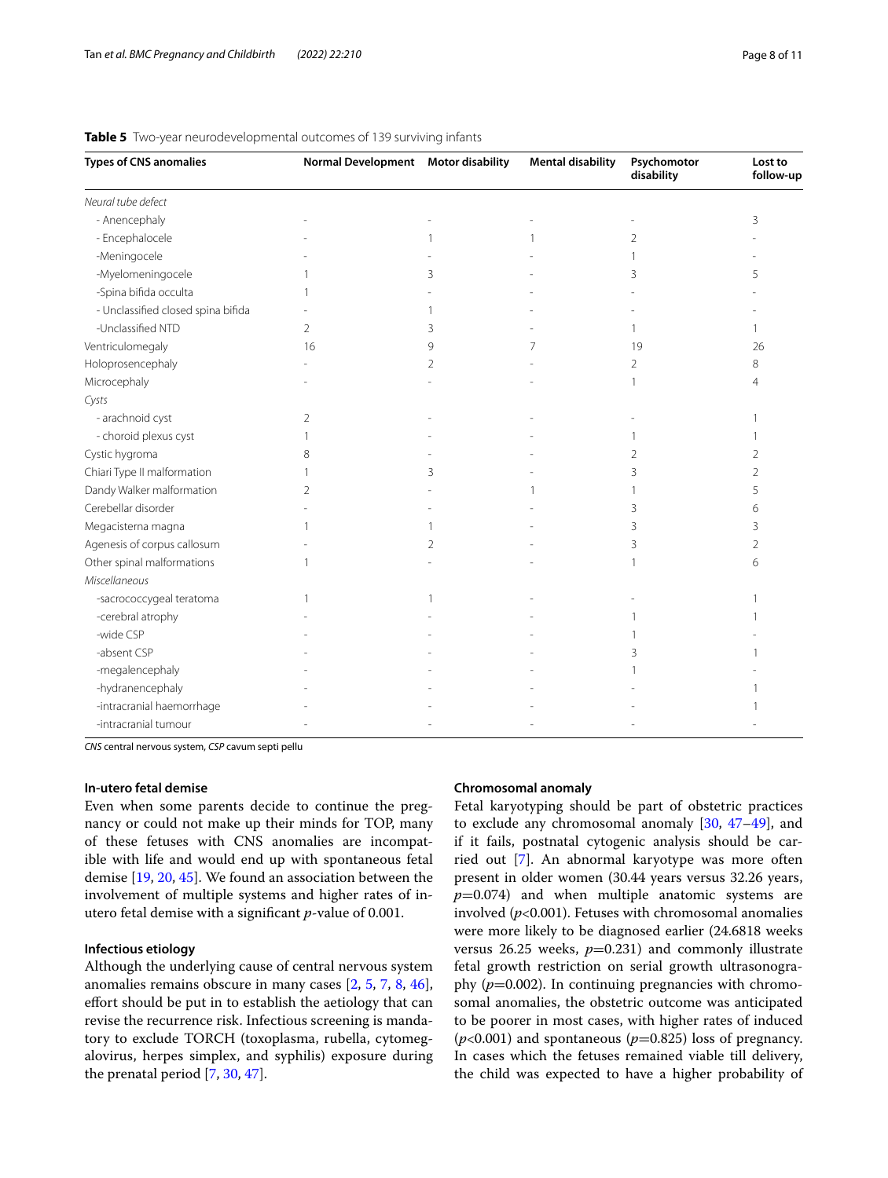**Table 5** Two-year neurodevelopmental outcomes of 139 surviving infants

| Types of CNS anomalies | Normal Development | Motor disability | Mental disability | Psychomotor disability | Lost to follow-up |
|---|---|---|---|---|---|
| *Neural tube defect* | | | | | |
| - Anencephaly | - | - | - | - | 3 |
| - Encephalocele | - | 1 | 1 | 2 | - |
| -Meningocele | - | - | - | 1 | - |
| -Myelomeningocele | 1 | 3 | - | 3 | 5 |
| -Spina bifida occulta | 1 | - | - | - | - |
| - Unclassified closed spina bifida | - | 1 | - | - | - |
| -Unclassified NTD | 2 | 3 | - | 1 | 1 |
| Ventriculomegaly | 16 | 9 | 7 | 19 | 26 |
| Holoprosencephaly | - | 2 | - | 2 | 8 |
| Microcephaly | - | - | - | 1 | 4 |
| *Cysts* | | | | | |
| - arachnoid cyst | 2 | - | - | - | 1 |
| - choroid plexus cyst | 1 | - | - | 1 | 1 |
| Cystic hygroma | 8 | - | - | 2 | 2 |
| Chiari Type II malformation | 1 | 3 | - | 3 | 2 |
| Dandy Walker malformation | 2 | - | 1 | 1 | 5 |
| Cerebellar disorder | - | - | - | 3 | 6 |
| Megacisterna magna | 1 | 1 | - | 3 | 3 |
| Agenesis of corpus callosum | - | 2 | - | 3 | 2 |
| Other spinal malformations | 1 | - | - | 1 | 6 |
| *Miscellaneous* | | | | | |
| -sacrococcygeal teratoma | 1 | 1 | - | - | 1 |
| -cerebral atrophy | - | - | - | 1 | 1 |
| -wide CSP | - | - | - | 1 | - |
| -absent CSP | - | - | - | 3 | 1 |
| -megalencephaly | - | - | - | 1 | - |
| -hydranencephaly | - | - | - | - | 1 |
| -intracranial haemorrhage | - | - | - | - | 1 |
| -intracranial tumour | - | - | - | - | - |

*CNS* central nervous system, *CSP* cavum septi pellu

### In-utero fetal demise

Even when some parents decide to continue the pregnancy or could not make up their minds for TOP, many of these fetuses with CNS anomalies are incompatible with life and would end up with spontaneous fetal demise [19, 20, 45]. We found an association between the involvement of multiple systems and higher rates of in-utero fetal demise with a significant *p*-value of 0.001.

### Infectious etiology

Although the underlying cause of central nervous system anomalies remains obscure in many cases [2, 5, 7, 8, 46], effort should be put in to establish the aetiology that can revise the recurrence risk. Infectious screening is mandatory to exclude TORCH (toxoplasma, rubella, cytomegalovirus, herpes simplex, and syphilis) exposure during the prenatal period [7, 30, 47].

### Chromosomal anomaly

Fetal karyotyping should be part of obstetric practices to exclude any chromosomal anomaly [30, 47–49], and if it fails, postnatal cytogenic analysis should be carried out [7]. An abnormal karyotype was more often present in older women (30.44 years versus 32.26 years, $p=0.074$) and when multiple anatomic systems are involved ($p<0.001$). Fetuses with chromosomal anomalies were more likely to be diagnosed earlier (24.6818 weeks versus 26.25 weeks, $p=0.231$) and commonly illustrate fetal growth restriction on serial growth ultrasonography ($p=0.002$). In continuing pregnancies with chromosomal anomalies, the obstetric outcome was anticipated to be poorer in most cases, with higher rates of induced ($p<0.001$) and spontaneous ($p=0.825$) loss of pregnancy. In cases which the fetuses remained viable till delivery, the child was expected to have a higher probability of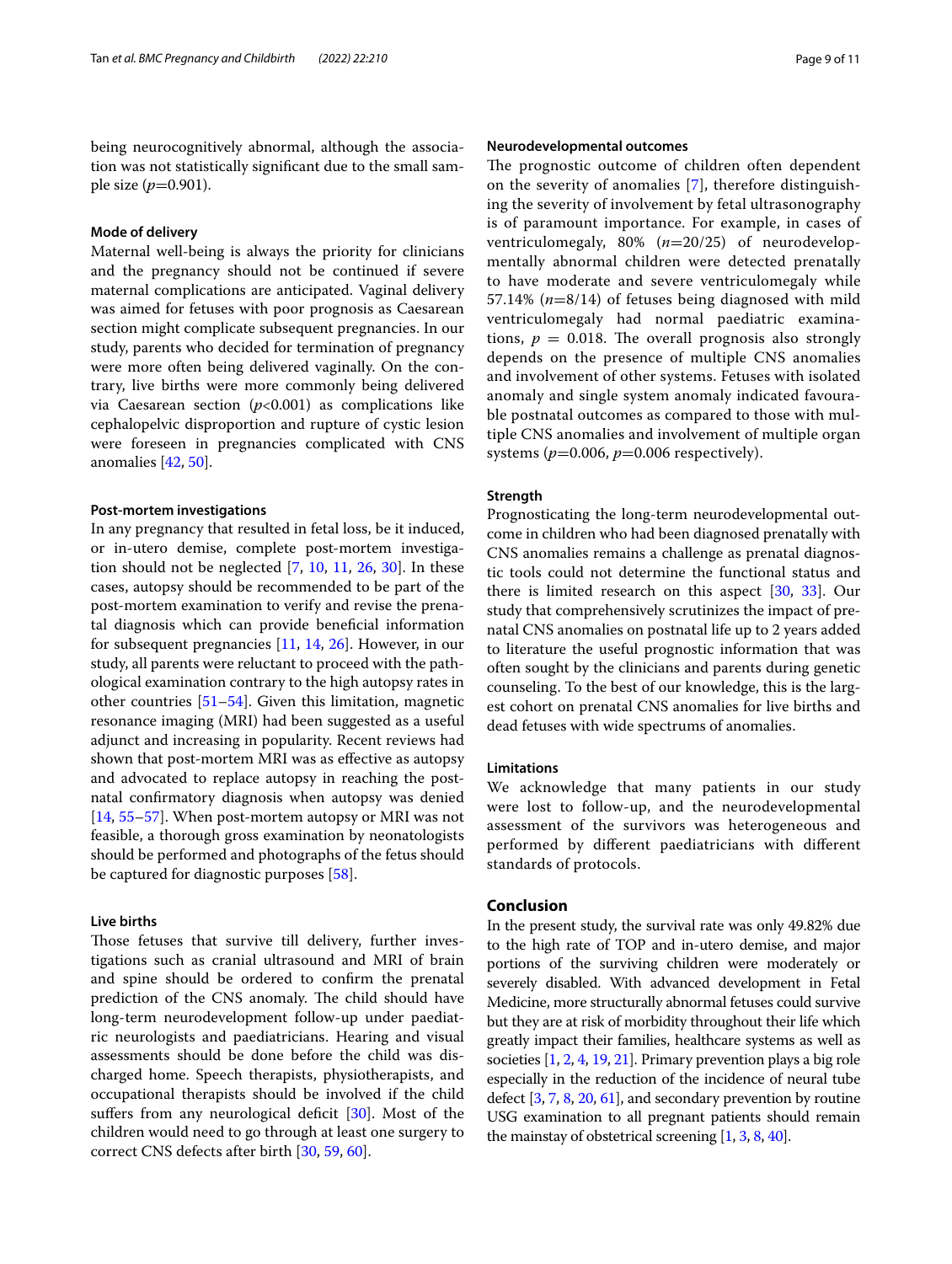being neurocognitively abnormal, although the association was not statistically significant due to the small sample size ($p$=0.901).

#### Mode of delivery

Maternal well-being is always the priority for clinicians and the pregnancy should not be continued if severe maternal complications are anticipated. Vaginal delivery was aimed for fetuses with poor prognosis as Caesarean section might complicate subsequent pregnancies. In our study, parents who decided for termination of pregnancy were more often being delivered vaginally. On the contrary, live births were more commonly being delivered via Caesarean section ($p$<0.001) as complications like cephalopelvic disproportion and rupture of cystic lesion were foreseen in pregnancies complicated with CNS anomalies [42, 50].

#### Post-mortem investigations

In any pregnancy that resulted in fetal loss, be it induced, or in-utero demise, complete post-mortem investigation should not be neglected [7, 10, 11, 26, 30]. In these cases, autopsy should be recommended to be part of the post-mortem examination to verify and revise the prenatal diagnosis which can provide beneficial information for subsequent pregnancies [11, 14, 26]. However, in our study, all parents were reluctant to proceed with the pathological examination contrary to the high autopsy rates in other countries [51–54]. Given this limitation, magnetic resonance imaging (MRI) had been suggested as a useful adjunct and increasing in popularity. Recent reviews had shown that post-mortem MRI was as effective as autopsy and advocated to replace autopsy in reaching the postnatal confirmatory diagnosis when autopsy was denied [14, 55–57]. When post-mortem autopsy or MRI was not feasible, a thorough gross examination by neonatologists should be performed and photographs of the fetus should be captured for diagnostic purposes [58].

#### Live births

Those fetuses that survive till delivery, further investigations such as cranial ultrasound and MRI of brain and spine should be ordered to confirm the prenatal prediction of the CNS anomaly. The child should have long-term neurodevelopment follow-up under paediatric neurologists and paediatricians. Hearing and visual assessments should be done before the child was discharged home. Speech therapists, physiotherapists, and occupational therapists should be involved if the child suffers from any neurological deficit [30]. Most of the children would need to go through at least one surgery to correct CNS defects after birth [30, 59, 60].

#### Neurodevelopmental outcomes

The prognostic outcome of children often dependent on the severity of anomalies [7], therefore distinguishing the severity of involvement by fetal ultrasonography is of paramount importance. For example, in cases of ventriculomegaly, 80% ($n$=20/25) of neurodevelopmentally abnormal children were detected prenatally to have moderate and severe ventriculomegaly while 57.14% ($n$=8/14) of fetuses being diagnosed with mild ventriculomegaly had normal paediatric examinations, $p$ = 0.018. The overall prognosis also strongly depends on the presence of multiple CNS anomalies and involvement of other systems. Fetuses with isolated anomaly and single system anomaly indicated favourable postnatal outcomes as compared to those with multiple CNS anomalies and involvement of multiple organ systems ($p$=0.006, $p$=0.006 respectively).

#### Strength

Prognosticating the long-term neurodevelopmental outcome in children who had been diagnosed prenatally with CNS anomalies remains a challenge as prenatal diagnostic tools could not determine the functional status and there is limited research on this aspect [30, 33]. Our study that comprehensively scrutinizes the impact of prenatal CNS anomalies on postnatal life up to 2 years added to literature the useful prognostic information that was often sought by the clinicians and parents during genetic counseling. To the best of our knowledge, this is the largest cohort on prenatal CNS anomalies for live births and dead fetuses with wide spectrums of anomalies.

#### Limitations

We acknowledge that many patients in our study were lost to follow-up, and the neurodevelopmental assessment of the survivors was heterogeneous and performed by different paediatricians with different standards of protocols.

## Conclusion

In the present study, the survival rate was only 49.82% due to the high rate of TOP and in-utero demise, and major portions of the surviving children were moderately or severely disabled. With advanced development in Fetal Medicine, more structurally abnormal fetuses could survive but they are at risk of morbidity throughout their life which greatly impact their families, healthcare systems as well as societies [1, 2, 4, 19, 21]. Primary prevention plays a big role especially in the reduction of the incidence of neural tube defect [3, 7, 8, 20, 61], and secondary prevention by routine USG examination to all pregnant patients should remain the mainstay of obstetrical screening [1, 3, 8, 40].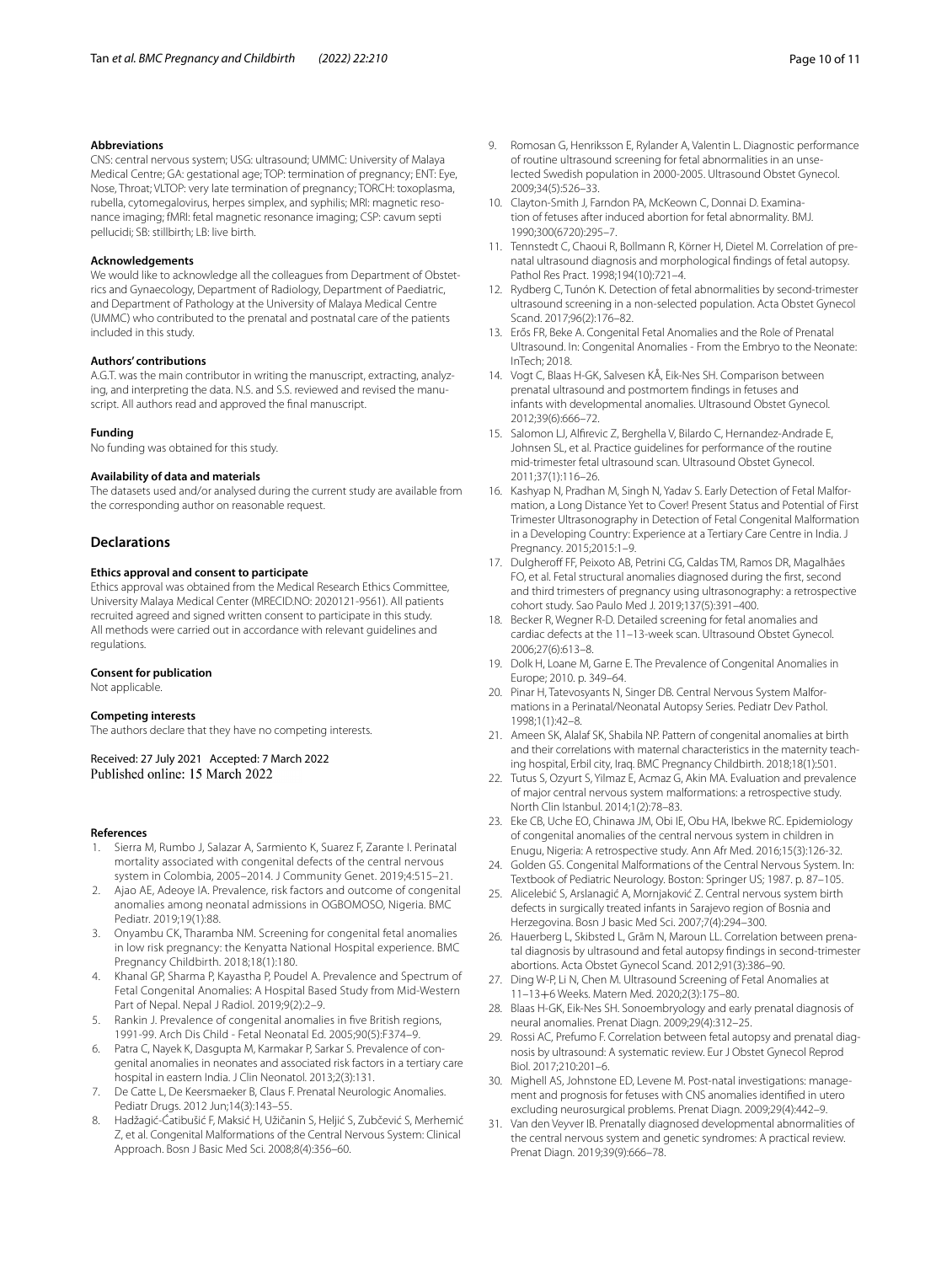### Abbreviations

CNS: central nervous system; USG: ultrasound; UMMC: University of Malaya Medical Centre; GA: gestational age; TOP: termination of pregnancy; ENT: Eye, Nose, Throat; VLTOP: very late termination of pregnancy; TORCH: toxoplasma, rubella, cytomegalovirus, herpes simplex, and syphilis; MRI: magnetic resonance imaging; fMRI: fetal magnetic resonance imaging; CSP: cavum septi pellucidi; SB: stillbirth; LB: live birth.

### Acknowledgements

We would like to acknowledge all the colleagues from Department of Obstetrics and Gynaecology, Department of Radiology, Department of Paediatric, and Department of Pathology at the University of Malaya Medical Centre (UMMC) who contributed to the prenatal and postnatal care of the patients included in this study.

### Authors' contributions

A.G.T. was the main contributor in writing the manuscript, extracting, analyzing, and interpreting the data. N.S. and S.S. reviewed and revised the manuscript. All authors read and approved the final manuscript.

### Funding

No funding was obtained for this study.

### Availability of data and materials

The datasets used and/or analysed during the current study are available from the corresponding author on reasonable request.

## Declarations

### Ethics approval and consent to participate

Ethics approval was obtained from the Medical Research Ethics Committee, University Malaya Medical Center (MRECID.NO: 2020121-9561). All patients recruited agreed and signed written consent to participate in this study. All methods were carried out in accordance with relevant guidelines and regulations.

### Consent for publication

Not applicable.

### Competing interests

The authors declare that they have no competing interests.

Received: 27 July 2021 Accepted: 7 March 2022
Published online: 15 March 2022

### References

1. Sierra M, Rumbo J, Salazar A, Sarmiento K, Suarez F, Zarante I. Perinatal mortality associated with congenital defects of the central nervous system in Colombia, 2005–2014. J Community Genet. 2019;4:515–21.
2. Ajao AE, Adeoye IA. Prevalence, risk factors and outcome of congenital anomalies among neonatal admissions in OGBOMOSO, Nigeria. BMC Pediatr. 2019;19(1):88.
3. Onyambu CK, Tharamba NM. Screening for congenital fetal anomalies in low risk pregnancy: the Kenyatta National Hospital experience. BMC Pregnancy Childbirth. 2018;18(1):180.
4. Khanal GP, Sharma P, Kayastha P, Poudel A. Prevalence and Spectrum of Fetal Congenital Anomalies: A Hospital Based Study from Mid-Western Part of Nepal. Nepal J Radiol. 2019;9(2):2–9.
5. Rankin J. Prevalence of congenital anomalies in five British regions, 1991-99. Arch Dis Child - Fetal Neonatal Ed. 2005;90(5):F374–9.
6. Patra C, Nayek K, Dasgupta M, Karmakar P, Sarkar S. Prevalence of congenital anomalies in neonates and associated risk factors in a tertiary care hospital in eastern India. J Clin Neonatol. 2013;2(3):131.
7. De Catte L, De Keersmaeker B, Claus F. Prenatal Neurologic Anomalies. Pediatr Drugs. 2012 Jun;14(3):143–55.
8. Hadžagić-Ćatibušić F, Maksić H, Užičanin S, Heljić S, Zubčević S, Merhemić Z, et al. Congenital Malformations of the Central Nervous System: Clinical Approach. Bosn J Basic Med Sci. 2008;8(4):356–60.
9. Romosan G, Henriksson E, Rylander A, Valentin L. Diagnostic performance of routine ultrasound screening for fetal abnormalities in an unselected Swedish population in 2000-2005. Ultrasound Obstet Gynecol. 2009;34(5):526–33.
10. Clayton-Smith J, Farndon PA, McKeown C, Donnai D. Examination of fetuses after induced abortion for fetal abnormality. BMJ. 1990;300(6720):295–7.
11. Tennstedt C, Chaoui R, Bollmann R, Körner H, Dietel M. Correlation of prenatal ultrasound diagnosis and morphological findings of fetal autopsy. Pathol Res Pract. 1998;194(10):721–4.
12. Rydberg C, Tunón K. Detection of fetal abnormalities by second-trimester ultrasound screening in a non-selected population. Acta Obstet Gynecol Scand. 2017;96(2):176–82.
13. Erős FR, Beke A. Congenital Fetal Anomalies and the Role of Prenatal Ultrasound. In: Congenital Anomalies - From the Embryo to the Neonate: InTech; 2018.
14. Vogt C, Blaas H-GK, Salvesen KÅ, Eik-Nes SH. Comparison between prenatal ultrasound and postmortem findings in fetuses and infants with developmental anomalies. Ultrasound Obstet Gynecol. 2012;39(6):666–72.
15. Salomon LJ, Alfirevic Z, Berghella V, Bilardo C, Hernandez-Andrade E, Johnsen SL, et al. Practice guidelines for performance of the routine mid-trimester fetal ultrasound scan. Ultrasound Obstet Gynecol. 2011;37(1):116–26.
16. Kashyap N, Pradhan M, Singh N, Yadav S. Early Detection of Fetal Malformation, a Long Distance Yet to Cover! Present Status and Potential of First Trimester Ultrasonography in Detection of Fetal Congenital Malformation in a Developing Country: Experience at a Tertiary Care Centre in India. J Pregnancy. 2015;2015:1–9.
17. Dulgheroff FF, Peixoto AB, Petrini CG, Caldas TM, Ramos DR, Magalhães FO, et al. Fetal structural anomalies diagnosed during the first, second and third trimesters of pregnancy using ultrasonography: a retrospective cohort study. Sao Paulo Med J. 2019;137(5):391–400.
18. Becker R, Wegner R-D. Detailed screening for fetal anomalies and cardiac defects at the 11–13-week scan. Ultrasound Obstet Gynecol. 2006;27(6):613–8.
19. Dolk H, Loane M, Garne E. The Prevalence of Congenital Anomalies in Europe; 2010. p. 349–64.
20. Pinar H, Tatevosyants N, Singer DB. Central Nervous System Malformations in a Perinatal/Neonatal Autopsy Series. Pediatr Dev Pathol. 1998;1(1):42–8.
21. Ameen SK, Alalaf SK, Shabila NP. Pattern of congenital anomalies at birth and their correlations with maternal characteristics in the maternity teaching hospital, Erbil city, Iraq. BMC Pregnancy Childbirth. 2018;18(1):501.
22. Tutus S, Ozyurt S, Yilmaz E, Acmaz G, Akin MA. Evaluation and prevalence of major central nervous system malformations: a retrospective study. North Clin Istanbul. 2014;1(2):78–83.
23. Eke CB, Uche EO, Chinawa JM, Obi IE, Obu HA, Ibekwe RC. Epidemiology of congenital anomalies of the central nervous system in children in Enugu, Nigeria: A retrospective study. Ann Afr Med. 2016;15(3):126-32.
24. Golden GS. Congenital Malformations of the Central Nervous System. In: Textbook of Pediatric Neurology. Boston: Springer US; 1987. p. 87–105.
25. Alicelebić S, Arslanagić A, Mornjaković Z. Central nervous system birth defects in surgically treated infants in Sarajevo region of Bosnia and Herzegovina. Bosn J basic Med Sci. 2007;7(4):294–300.
26. Hauerberg L, Skibsted L, Grãm N, Maroun LL. Correlation between prenatal diagnosis by ultrasound and fetal autopsy findings in second-trimester abortions. Acta Obstet Gynecol Scand. 2012;91(3):386–90.
27. Ding W-P, Li N, Chen M. Ultrasound Screening of Fetal Anomalies at 11–13+6 Weeks. Matern Med. 2020;2(3):175–80.
28. Blaas H-GK, Eik-Nes SH. Sonoembryology and early prenatal diagnosis of neural anomalies. Prenat Diagn. 2009;29(4):312–25.
29. Rossi AC, Prefumo F. Correlation between fetal autopsy and prenatal diagnosis by ultrasound: A systematic review. Eur J Obstet Gynecol Reprod Biol. 2017;210:201–6.
30. Mighell AS, Johnstone ED, Levene M. Post-natal investigations: management and prognosis for fetuses with CNS anomalies identified in utero excluding neurosurgical problems. Prenat Diagn. 2009;29(4):442–9.
31. Van den Veyver IB. Prenatally diagnosed developmental abnormalities of the central nervous system and genetic syndromes: A practical review. Prenat Diagn. 2019;39(9):666–78.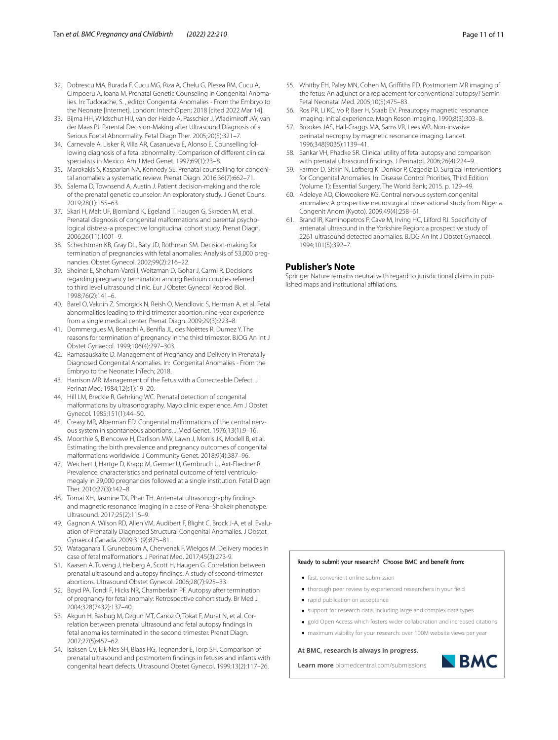32. Dobrescu MA, Burada F, Cucu MG, Riza A, Chelu G, Plesea RM, Cucu A, Cimpoeru A, Ioana M. Prenatal Genetic Counseling in Congenital Anomalies. In: Tudorache, S. , editor. Congenital Anomalies - From the Embryo to the Neonate [Internet]. London: IntechOpen; 2018 [cited 2022 Mar 14].
33. Bijma HH, Wildschut HIJ, van der Heide A, Passchier J, Wladimiroff JW, van der Maas PJ. Parental Decision-Making after Ultrasound Diagnosis of a Serious Foetal Abnormality. Fetal Diagn Ther. 2005;20(5):321–7.
34. Carnevale A, Lisker R, Villa AR, Casanueva E, Alonso E. Counselling following diagnosis of a fetal abnormality: Comparison of different clinical specialists in Mexico. Am J Med Genet. 1997;69(1):23–8.
35. Marokakis S, Kasparian NA, Kennedy SE. Prenatal counselling for congenital anomalies: a systematic review. Prenat Diagn. 2016;36(7):662–71.
36. Salema D, Townsend A, Austin J. Patient decision-making and the role of the prenatal genetic counselor: An exploratory study. J Genet Couns. 2019;28(1):155–63.
37. Skari H, Malt UF, Bjornland K, Egeland T, Haugen G, Skreden M, et al. Prenatal diagnosis of congenital malformations and parental psychological distress-a prospective longitudinal cohort study. Prenat Diagn. 2006;26(11):1001–9.
38. Schechtman KB, Gray DL, Baty JD, Rothman SM. Decision-making for termination of pregnancies with fetal anomalies: Analysis of 53,000 pregnancies. Obstet Gynecol. 2002;99(2):216–22.
39. Sheiner E, Shoham-Vardi I, Weitzman D, Gohar J, Carmi R. Decisions regarding pregnancy termination among Bedouin couples referred to third level ultrasound clinic. Eur J Obstet Gynecol Reprod Biol. 1998;76(2):141–6.
40. Barel O, Vaknin Z, Smorgick N, Reish O, Mendlovic S, Herman A, et al. Fetal abnormalities leading to third trimester abortion: nine-year experience from a single medical center. Prenat Diagn. 2009;29(3):223–8.
41. Dommergues M, Benachi A, Benifla JL, des Noëttes R, Dumez Y. The reasons for termination of pregnancy in the third trimester. BJOG An Int J Obstet Gynaecol. 1999;106(4):297–303.
42. Ramasauskaite D. Management of Pregnancy and Delivery in Prenatally Diagnosed Congenital Anomalies. In: Congenital Anomalies - From the Embryo to the Neonate: InTech; 2018.
43. Harrison MR. Management of the Fetus with a Correcteable Defect. J Perinat Med. 1984;12(s1):19–20.
44. Hill LM, Breckle R, Gehrking WC. Prenatal detection of congenital malformations by ultrasonography. Mayo clinic experience. Am J Obstet Gynecol. 1985;151(1):44–50.
45. Creasy MR, Alberman ED. Congenital malformations of the central nervous system in spontaneous abortions. J Med Genet. 1976;13(1):9–16.
46. Moorthie S, Blencowe H, Darlison MW, Lawn J, Morris JK, Modell B, et al. Estimating the birth prevalence and pregnancy outcomes of congenital malformations worldwide. J Community Genet. 2018;9(4):387–96.
47. Weichert J, Hartge D, Krapp M, Germer U, Gembruch U, Axt-Fliedner R. Prevalence, characteristics and perinatal outcome of fetal ventriculomegaly in 29,000 pregnancies followed at a single institution. Fetal Diagn Ther. 2010;27(3):142–8.
48. Tomai XH, Jasmine TX, Phan TH. Antenatal ultrasonography findings and magnetic resonance imaging in a case of Pena–Shokeir phenotype. Ultrasound. 2017;25(2):115–9.
49. Gagnon A, Wilson RD, Allen VM, Audibert F, Blight C, Brock J-A, et al. Evaluation of Prenatally Diagnosed Structural Congenital Anomalies. J Obstet Gynaecol Canada. 2009;31(9):875–81.
50. Wataganara T, Grunebaum A, Chervenak F, Wielgos M. Delivery modes in case of fetal malformations. J Perinat Med. 2017;45(3):273-9.
51. Kaasen A, Tuveng J, Heiberg A, Scott H, Haugen G. Correlation between prenatal ultrasound and autopsy findings: A study of second-trimester abortions. Ultrasound Obstet Gynecol. 2006;28(7):925–33.
52. Boyd PA, Tondi F, Hicks NR, Chamberlain PF. Autopsy after termination of pregnancy for fetal anomaly: Retrospective cohort study. Br Med J. 2004;328(7432):137–40.
53. Akgun H, Basbug M, Ozgun MT, Canoz O, Tokat F, Murat N, et al. Correlation between prenatal ultrasound and fetal autopsy findings in fetal anomalies terminated in the second trimester. Prenat Diagn. 2007;27(5):457–62.
54. Isaksen CV, Eik-Nes SH, Blaas HG, Tegnander E, Torp SH. Comparison of prenatal ultrasound and postmortem findings in fetuses and infants with congenital heart defects. Ultrasound Obstet Gynecol. 1999;13(2):117–26.
55. Whitby EH, Paley MN, Cohen M, Griffiths PD. Postmortem MR imaging of the fetus: An adjunct or a replacement for conventional autopsy? Semin Fetal Neonatal Med. 2005;10(5):475–83.
56. Ros PR, Li KC, Vo P, Baer H, Staab EV. Preautopsy magnetic resonance imaging: Initial experience. Magn Reson Imaging. 1990;8(3):303–8.
57. Brookes JAS, Hall-Craggs MA, Sams VR, Lees WR. Non-invasive perinatal necropsy by magnetic resonance imaging. Lancet. 1996;348(9035):1139–41.
58. Sankar VH, Phadke SR. Clinical utility of fetal autopsy and comparison with prenatal ultrasound findings. J Perinatol. 2006;26(4):224–9.
59. Farmer D, Sitkin N, Lofberg K, Donkor P, Ozgediz D. Surgical Interventions for Congenital Anomalies. In: Disease Control Priorities, Third Edition (Volume 1): Essential Surgery. The World Bank; 2015. p. 129–49.
60. Adeleye AO, Olowookere KG. Central nervous system congenital anomalies: A prospective neurosurgical observational study from Nigeria. Congenit Anom (Kyoto). 2009;49(4):258–61.
61. Brand IR, Kaminopetros P, Cave M, Irving HC, Lilford RJ. Specificity of antenatal ultrasound in the Yorkshire Region: a prospective study of 2261 ultrasound detected anomalies. BJOG An Int J Obstet Gynaecol. 1994;101(5):392–7.

## Publisher's Note

Springer Nature remains neutral with regard to jurisdictional claims in published maps and institutional affiliations.

Ready to submit your research? Choose BMC and benefit from:

- fast, convenient online submission
- thorough peer review by experienced researchers in your field
- rapid publication on acceptance
- support for research data, including large and complex data types
- gold Open Access which fosters wider collaboration and increased citations
- maximum visibility for your research: over 100M website views per year

**At BMC, research is always in progress.**

**Learn more** biomedcentral.com/submissions

BMC